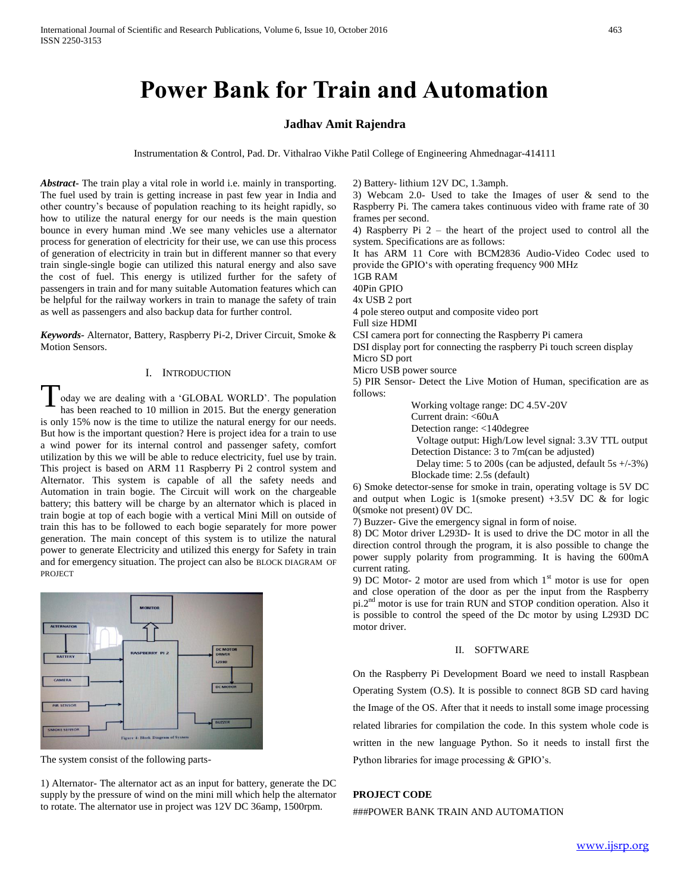# Power Bank for Train and Automation

**Jadhav Amit Rajendra**

Instrumentation & Control, Pad. Dr. Vithalrao Vikhe Patil College of Engineering Ahmednagar-414111

***Abstract-*** The train play a vital role in world i.e. mainly in transporting. The fuel used by train is getting increase in past few year in India and other country's because of population reaching to its height rapidly, so how to utilize the natural energy for our needs is the main question bounce in every human mind .We see many vehicles use a alternator process for generation of electricity for their use, we can use this process of generation of electricity in train but in different manner so that every train single-single bogie can utilized this natural energy and also save the cost of fuel. This energy is utilized further for the safety of passengers in train and for many suitable Automation features which can be helpful for the railway workers in train to manage the safety of train as well as passengers and also backup data for further control.

***Keywords-*** Alternator, Battery, Raspberry Pi-2, Driver Circuit, Smoke & Motion Sensors.

## I. INTRODUCTION

Today we are dealing with a 'GLOBAL WORLD'. The population has been reached to 10 million in 2015. But the energy generation is only 15% now is the time to utilize the natural energy for our needs. But how is the important question? Here is project idea for a train to use a wind power for its internal control and passenger safety, comfort utilization by this we will be able to reduce electricity, fuel use by train. This project is based on ARM 11 Raspberry Pi 2 control system and Alternator. This system is capable of all the safety needs and Automation in train bogie. The Circuit will work on the chargeable battery; this battery will be charge by an alternator which is placed in train bogie at top of each bogie with a vertical Mini Mill on outside of train this has to be followed to each bogie separately for more power generation. The main concept of this system is to utilize the natural power to generate Electricity and utilized this energy for Safety in train and for emergency situation. The project can also be BLOCK DIAGRAM OF PROJECT

The system consist of the following parts-

1) Alternator- The alternator act as an input for battery, generate the DC supply by the pressure of wind on the mini mill which help the alternator to rotate. The alternator use in project was 12V DC 36amp, 1500rpm.

2) Battery- lithium 12V DC, 1.3amph.

3) Webcam 2.0- Used to take the Images of user & send to the Raspberry Pi. The camera takes continuous video with frame rate of 30 frames per second.

4) Raspberry Pi 2 – the heart of the project used to control all the system. Specifications are as follows:

It has ARM 11 Core with BCM2836 Audio-Video Codec used to provide the GPIO's with operating frequency 900 MHz

1GB RAM

40Pin GPIO

4x USB 2 port

4 pole stereo output and composite video port

Full size HDMI

CSI camera port for connecting the Raspberry Pi camera

DSI display port for connecting the raspberry Pi touch screen display

Micro SD port

Micro USB power source

5) PIR Sensor- Detect the Live Motion of Human, specification are as follows:

Working voltage range: DC 4.5V-20V
Current drain: <60uA
Detection range: <140degree
Voltage output: High/Low level signal: 3.3V TTL output
Detection Distance: 3 to 7m(can be adjusted)
Delay time: 5 to 200s (can be adjusted, default 5s +/-3%)
Blockade time: 2.5s (default)

6) Smoke detector-sense for smoke in train, operating voltage is 5V DC and output when Logic is 1(smoke present) +3.5V DC & for logic 0(smoke not present) 0V DC.

7) Buzzer- Give the emergency signal in form of noise.

8) DC Motor driver L293D- It is used to drive the DC motor in all the direction control through the program, it is also possible to change the power supply polarity from programming. It is having the 600mA current rating.

9) DC Motor- 2 motor are used from which 1st motor is use for open and close operation of the door as per the input from the Raspberry pi.2nd motor is use for train RUN and STOP condition operation. Also it is possible to control the speed of the Dc motor by using L293D DC motor driver.

## II. SOFTWARE

On the Raspberry Pi Development Board we need to install Raspbean Operating System (O.S). It is possible to connect 8GB SD card having the Image of the OS. After that it needs to install some image processing related libraries for compilation the code. In this system whole code is written in the new language Python. So it needs to install first the Python libraries for image processing & GPIO's.

**PROJECT CODE**

###POWER BANK TRAIN AND AUTOMATION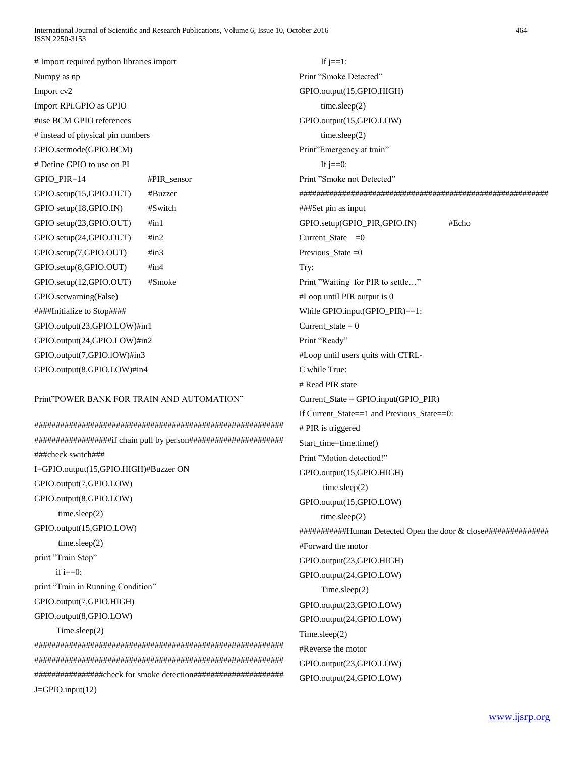```
# Import required python libraries import
Numpy as np
Import cv2
Import RPi.GPIO as GPIO
#use BCM GPIO references
# instead of physical pin numbers
GPIO.setmode(GPIO.BCM)
# Define GPIO to use on PI
GPIO_PIR=14                  #PIR_sensor
GPIO.setup(15,GPIO.OUT)      #Buzzer
GPIO setup(18,GPIO.IN)       #Switch
GPIO setup(23,GPIO.OUT)      #in1
GPIO setup(24,GPIO.OUT)      #in2
GPIO.setup(7,GPIO.OUT)       #in3
GPIO.setup(8,GPIO.OUT)       #in4
GPIO.setup(12,GPIO.OUT)      #Smoke
GPIO.setwarning(False)
####Initialize to Stop####
GPIO.output(23,GPIO.LOW)#in1
GPIO.output(24,GPIO.LOW)#in2
GPIO.output(7,GPIO.lOW)#in3
GPIO.output(8,GPIO.LOW)#in4

Print"POWER BANK FOR TRAIN AND AUTOMATION"

############################################################
##################if chain pull by person######################
###check switch###
I=GPIO.output(15,GPIO.HIGH)#Buzzer ON
GPIO.output(7,GPIO.LOW)
GPIO.output(8,GPIO.LOW)
        time.sleep(2)
GPIO.output(15,GPIO.LOW)
        time.sleep(2)
print "Train Stop"
        if i==0:
print "Train in Running Condition"
GPIO.output(7,GPIO.HIGH)
GPIO.output(8,GPIO.LOW)
        Time.sleep(2)
############################################################
############################################################
################check for smoke detection#####################
J=GPIO.input(12)
        If j==1:
Print "Smoke Detected"
GPIO.output(15,GPIO.HIGH)
        time.sleep(2)
GPIO.output(15,GPIO.LOW)
        time.sleep(2)
Print"Emergency at train"
        If j==0:
Print "Smoke not Detected"
############################################################
###Set pin as input
GPIO.setup(GPIO_PIR,GPIO.IN)            #Echo
Current_State    =0
Previous_State =0
Try:
Print "Waiting  for PIR to settle…"
#Loop until PIR output is 0
While GPIO.input(GPIO_PIR)==1:
Current_state = 0
Print "Ready"
#Loop until users quits with CTRL-
C while True:
# Read PIR state
Current_State = GPIO.input(GPIO_PIR)
If Current_State==1 and Previous_State==0:
# PIR is triggered
Start_time=time.time()
Print "Motion detectiod!"
GPIO.output(15,GPIO.HIGH)
        time.sleep(2)
GPIO.output(15,GPIO.LOW)
        time.sleep(2)
###########Human Detected Open the door & close###############
#Forward the motor
GPIO.output(23,GPIO.HIGH)
GPIO.output(24,GPIO.LOW)
        Time.sleep(2)
GPIO.output(23,GPIO.LOW)
GPIO.output(24,GPIO.LOW)
Time.sleep(2)
#Reverse the motor
GPIO.output(23,GPIO.LOW)
GPIO.output(24,GPIO.LOW)
```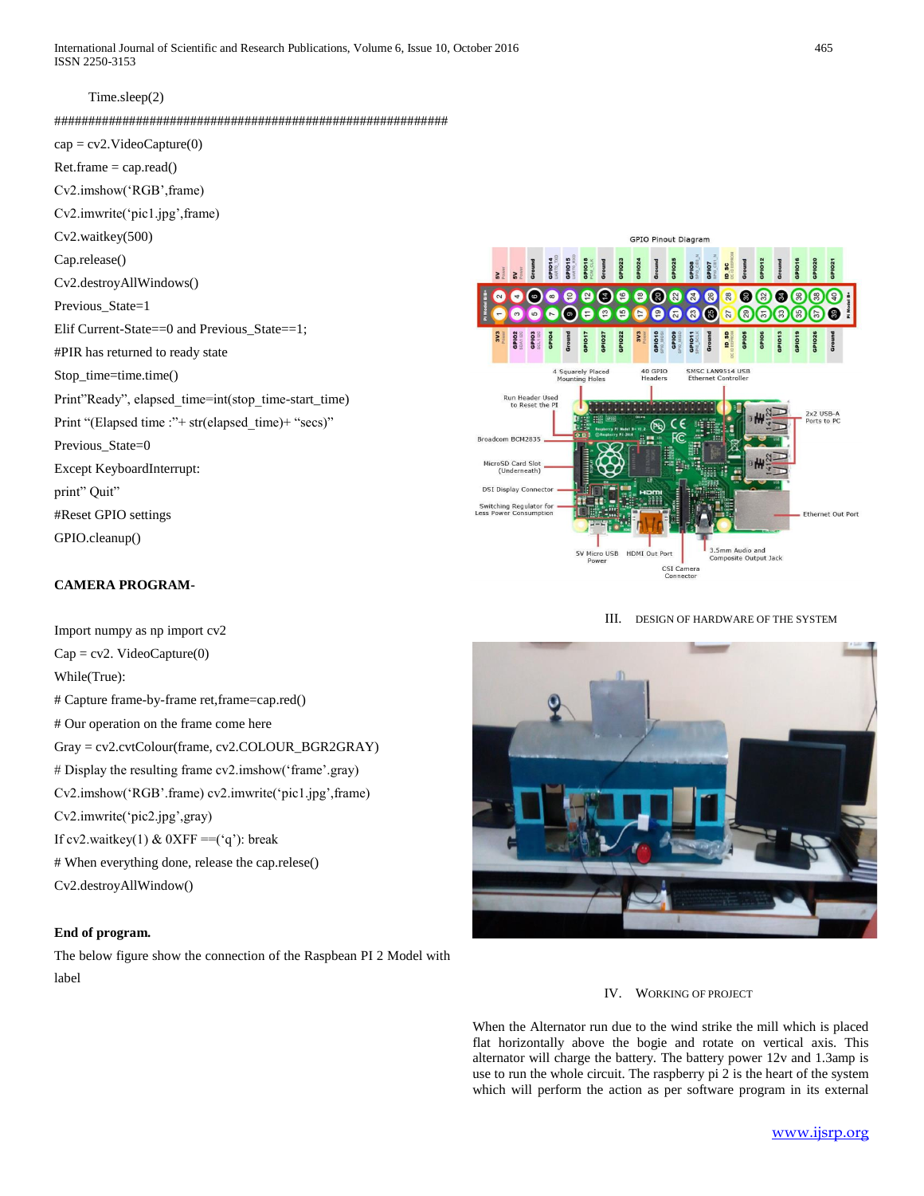```
Time.sleep(2)
############################################################
cap = cv2.VideoCapture(0)
Ret.frame = cap.read()
Cv2.imshow('RGB',frame)
Cv2.imwrite('pic1.jpg',frame)
Cv2.waitkey(500)
Cap.release()
Cv2.destroyAllWindows()
Previous_State=1
Elif Current-State==0 and Previous_State==1;
#PIR has returned to ready state
Stop_time=time.time()
Print"Ready", elapsed_time=int(stop_time-start_time)
Print "(Elapsed time :"+ str(elapsed_time)+ "secs")
Previous_State=0
Except KeyboardInterrupt:
print" Quit"
#Reset GPIO settings
GPIO.cleanup()
```

**CAMERA PROGRAM-**

```
Import numpy as np import cv2
Cap = cv2. VideoCapture(0)
While(True):
# Capture frame-by-frame ret,frame=cap.red()
# Our operation on the frame come here
Gray = cv2.cvtColour(frame, cv2.COLOUR_BGR2GRAY)
# Display the resulting frame cv2.imshow('frame'.gray)
Cv2.imshow('RGB'.frame) cv2.imwrite('pic1.jpg',frame)
Cv2.imwrite('pic2.jpg',gray)
If cv2.waitkey(1) & 0XFF ==('q'): break
# When everything done, release the cap.relese()
Cv2.destroyAllWindow()
```

**End of program.**

The below figure show the connection of the Raspbean PI 2 Model with label

## III. Design of Hardware of the System

## IV. Working of Project

When the Alternator run due to the wind strike the mill which is placed flat horizontally above the bogie and rotate on vertical axis. This alternator will charge the battery. The battery power 12v and 1.3amp is use to run the whole circuit. The raspberry pi 2 is the heart of the system which will perform the action as per software program in its external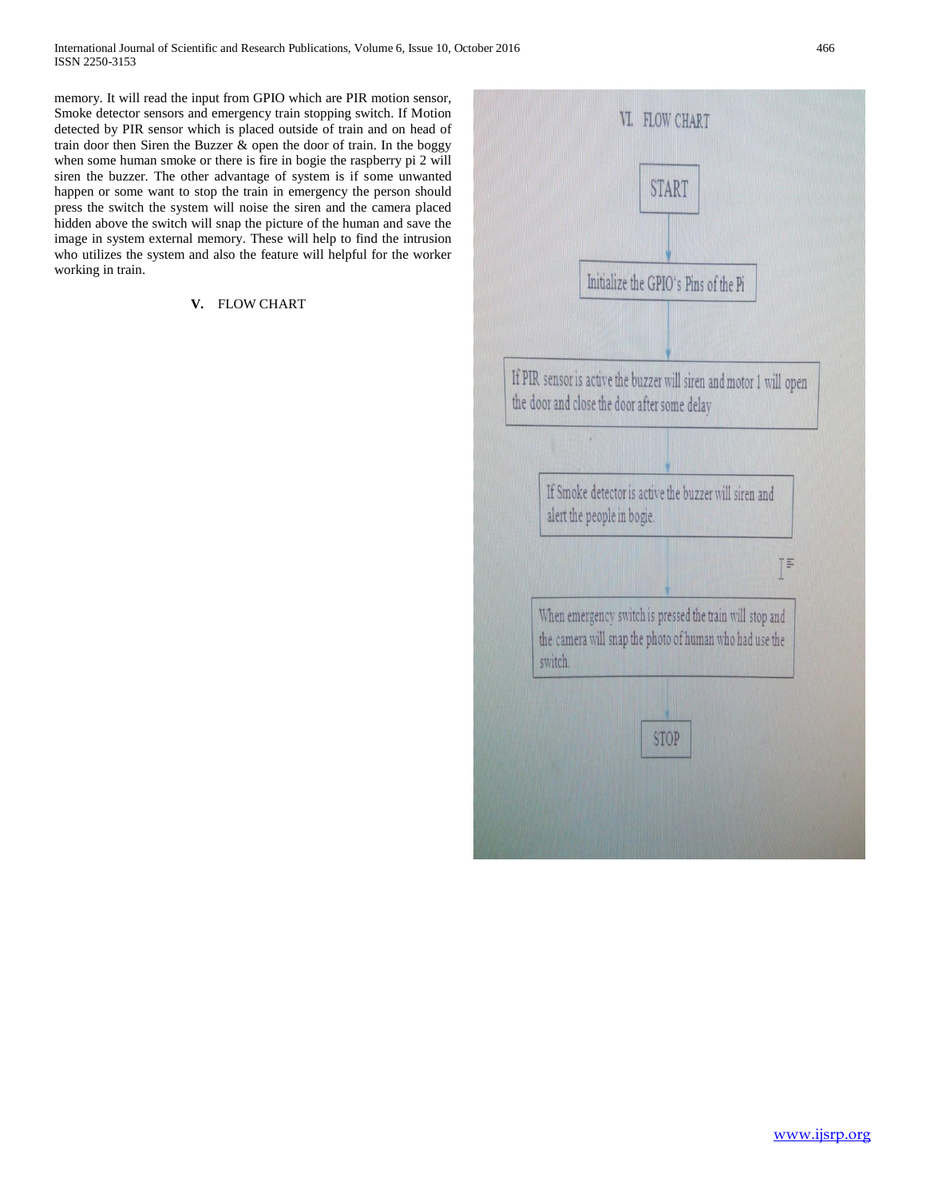memory. It will read the input from GPIO which are PIR motion sensor, Smoke detector sensors and emergency train stopping switch. If Motion detected by PIR sensor which is placed outside of train and on head of train door then Siren the Buzzer & open the door of train. In the boggy when some human smoke or there is fire in bogie the raspberry pi 2 will siren the buzzer. The other advantage of system is if some unwanted happen or some want to stop the train in emergency the person should press the switch the system will noise the siren and the camera placed hidden above the switch will snap the picture of the human and save the image in system external memory. These will help to find the intrusion who utilizes the system and also the feature will helpful for the worker working in train.

## V. FLOW CHART

VI. FLOW CHART

START

Initialize the GPIO's Pins of the Pi

If PIR sensor is active the buzzer will siren and motor 1 will open the door and close the door after some delay

If Smoke detector is active the buzzer will siren and alert the people in bogie.

When emergency switch is pressed the train will stop and the camera will snap the photo of human who had use the switch.

STOP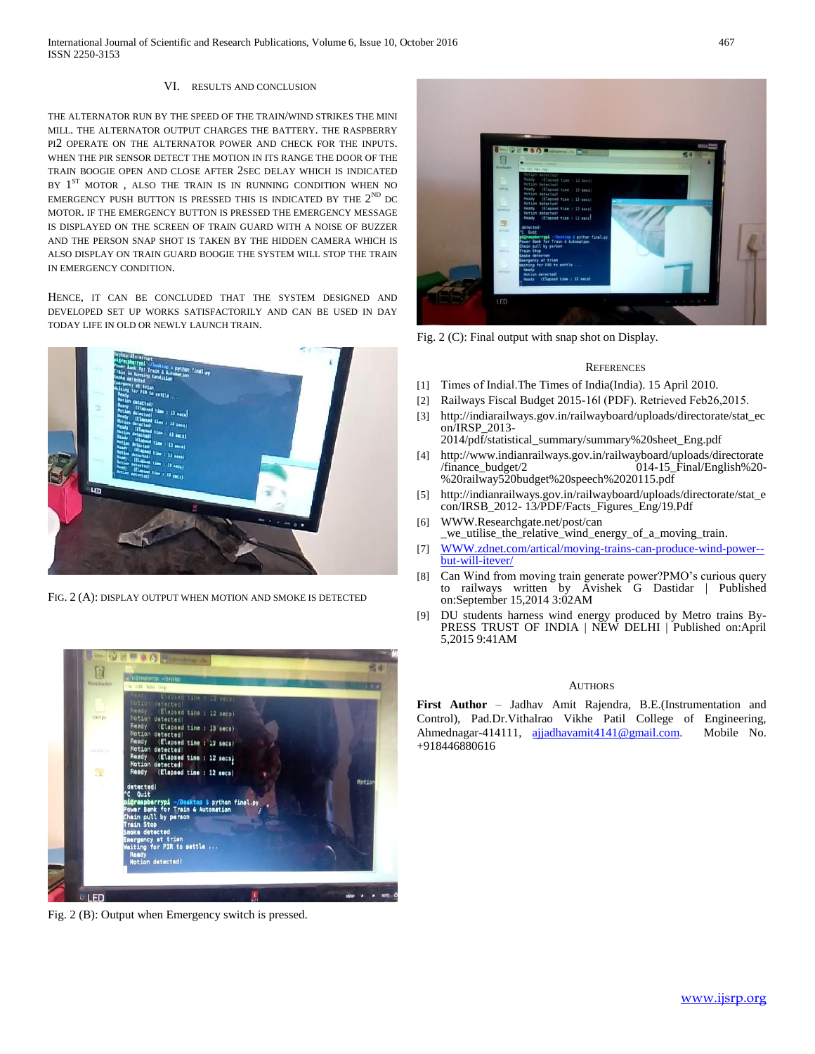## VI. RESULTS AND CONCLUSION

THE ALTERNATOR RUN BY THE SPEED OF THE TRAIN/WIND STRIKES THE MINI MILL. THE ALTERNATOR OUTPUT CHARGES THE BATTERY. THE RASPBERRY PI2 OPERATE ON THE ALTERNATOR POWER AND CHECK FOR THE INPUTS. WHEN THE PIR SENSOR DETECT THE MOTION IN ITS RANGE THE DOOR OF THE TRAIN BOOGIE OPEN AND CLOSE AFTER 2SEC DELAY WHICH IS INDICATED BY 1[ST] MOTOR , ALSO THE TRAIN IS IN RUNNING CONDITION WHEN NO EMERGENCY PUSH BUTTON IS PRESSED THIS IS INDICATED BY THE 2[ND] DC MOTOR. IF THE EMERGENCY BUTTON IS PRESSED THE EMERGENCY MESSAGE IS DISPLAYED ON THE SCREEN OF TRAIN GUARD WITH A NOISE OF BUZZER AND THE PERSON SNAP SHOT IS TAKEN BY THE HIDDEN CAMERA WHICH IS ALSO DISPLAY ON TRAIN GUARD BOOGIE THE SYSTEM WILL STOP THE TRAIN IN EMERGENCY CONDITION.

HENCE, IT CAN BE CONCLUDED THAT THE SYSTEM DESIGNED AND DEVELOPED SET UP WORKS SATISFACTORILY AND CAN BE USED IN DAY TODAY LIFE IN OLD OR NEWLY LAUNCH TRAIN.

FIG. 2 (A): DISPLAY OUTPUT WHEN MOTION AND SMOKE IS DETECTED

Fig. 2 (B): Output when Emergency switch is pressed.

Fig. 2 (C): Final output with snap shot on Display.

## REFERENCES

[1] Times of Indial.The Times of India(India). 15 April 2010.

[2] Railways Fiscal Budget 2015-16l (PDF). Retrieved Feb26,2015.

[3] http://indiarailways.gov.in/railwayboard/uploads/directorate/stat_econ/IRSP_2013-2014/pdf/statistical_summary/summary%20sheet_Eng.pdf

[4] http://www.indianrailways.gov.in/railwayboard/uploads/directorate/finance_budget/2 014-15_Final/English%20-%20railway520budget%20speech%2020115.pdf

[5] http://indianrailways.gov.in/railwayboard/uploads/directorate/stat_econ/IRSB_2012- 13/PDF/Facts_Figures_Eng/19.Pdf

[6] WWW.Researchgate.net/post/can _we_utilise_the_relative_wind_energy_of_a_moving_train.

[7] WWW.zdnet.com/artical/moving-trains-can-produce-wind-power--but-will-itever/

[8] Can Wind from moving train generate power?PMO's curious query to railways written by Avishek G Dastidar | Published on:September 15,2014 3:02AM

[9] DU students harness wind energy produced by Metro trains By-PRESS TRUST OF INDIA | NEW DELHI | Published on:April 5,2015 9:41AM

## AUTHORS

**First Author** – Jadhav Amit Rajendra, B.E.(Instrumentation and Control), Pad.Dr.Vithalrao Vikhe Patil College of Engineering, Ahmednagar-414111, ajjadhavamit4141@gmail.com. Mobile No. +918446880616